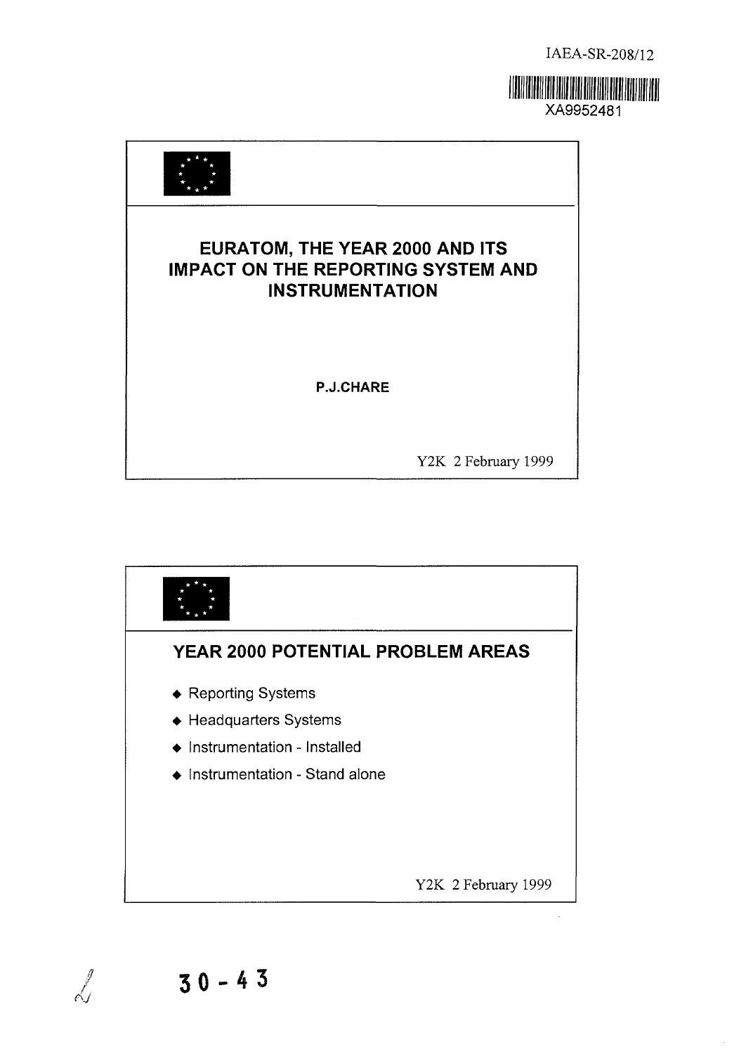IAEA-SR-208/12

XA9952481

# EURATOM, THE YEAR 2000 AND ITS IMPACT ON THE REPORTING SYSTEM AND INSTRUMENTATION

**P.J.CHARE**

Y2K 2 February 1999

## YEAR 2000 POTENTIAL PROBLEM AREAS

- Reporting Systems
- Headquarters Systems
- Instrumentation - Installed
- Instrumentation - Stand alone

Y2K 2 February 1999

30 - 43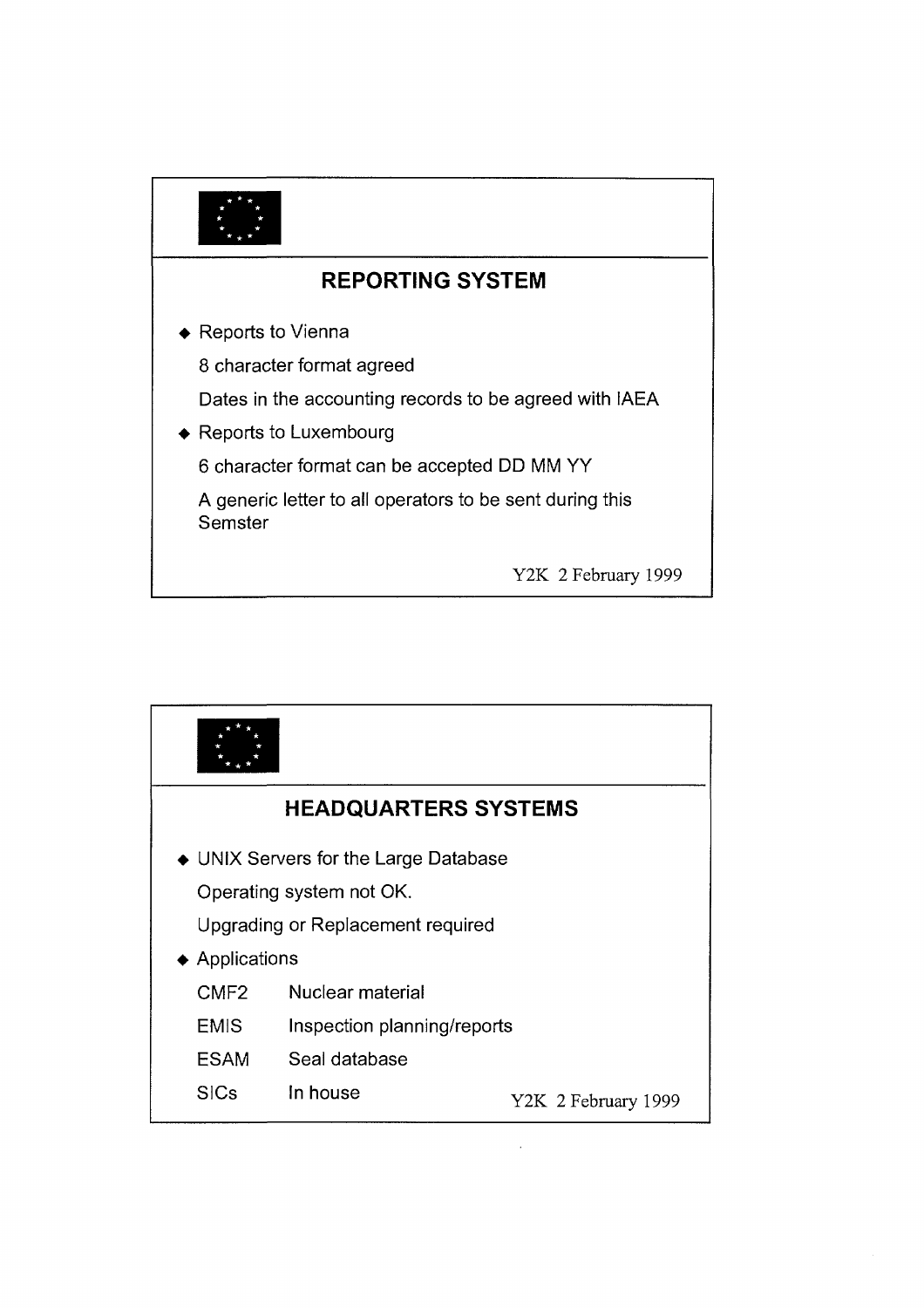## REPORTING SYSTEM

- Reports to Vienna

  8 character format agreed

  Dates in the accounting records to be agreed with IAEA

- Reports to Luxembourg

  6 character format can be accepted DD MM YY

  A generic letter to all operators to be sent during this Semster

Y2K 2 February 1999

## HEADQUARTERS SYSTEMS

- UNIX Servers for the Large Database

  Operating system not OK.

  Upgrading or Replacement required

- Applications

| | |
|---|---|
| CMF2 | Nuclear material |
| EMIS | Inspection planning/reports |
| ESAM | Seal database |
| SICs | In house |

Y2K 2 February 1999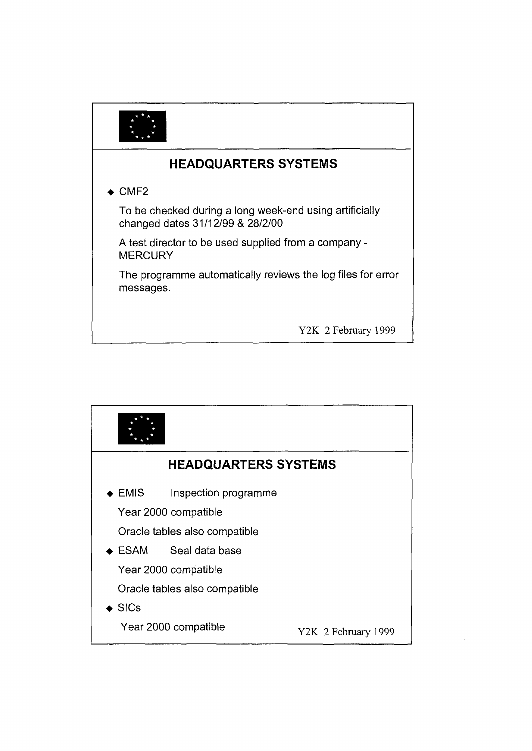## HEADQUARTERS SYSTEMS

- CMF2

  To be checked during a long week-end using artificially changed dates 31/12/99 & 28/2/00

  A test director to be used supplied from a company - MERCURY

  The programme automatically reviews the log files for error messages.

Y2K 2 February 1999

## HEADQUARTERS SYSTEMS

- EMIS Inspection programme

  Year 2000 compatible

  Oracle tables also compatible

- ESAM Seal data base

  Year 2000 compatible

  Oracle tables also compatible

- SICs

  Year 2000 compatible

Y2K 2 February 1999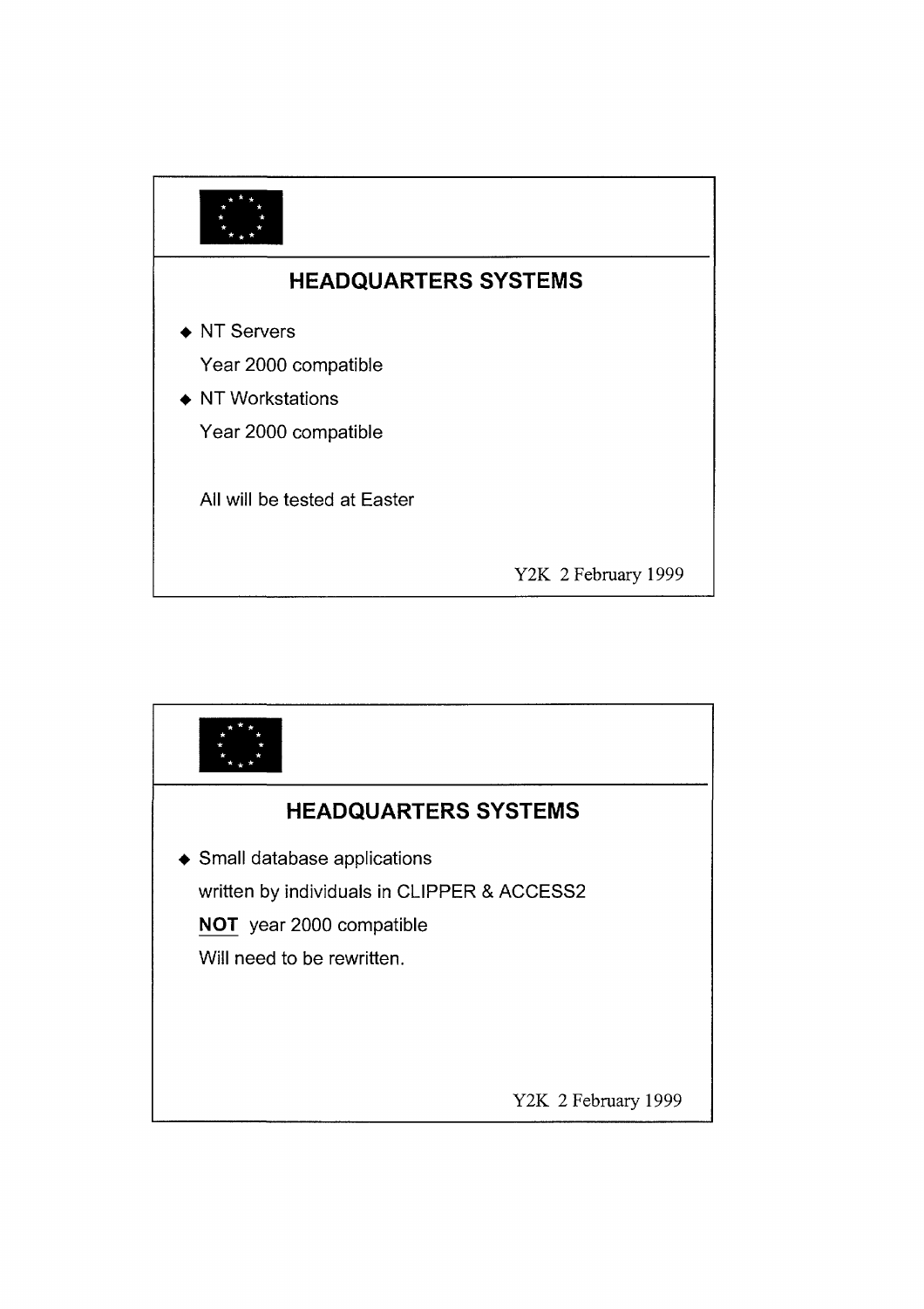## HEADQUARTERS SYSTEMS

- NT Servers

  Year 2000 compatible

- NT Workstations

  Year 2000 compatible

All will be tested at Easter

Y2K 2 February 1999

## HEADQUARTERS SYSTEMS

- Small database applications

  written by individuals in CLIPPER & ACCESS2

  **NOT** year 2000 compatible

  Will need to be rewritten.

Y2K 2 February 1999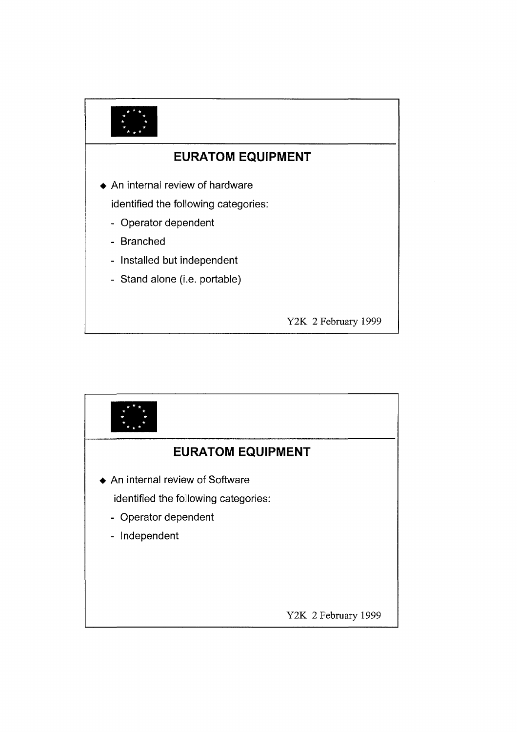## EURATOM EQUIPMENT

- An internal review of hardware identified the following categories:
  - Operator dependent
  - Branched
  - Installed but independent
  - Stand alone (i.e. portable)

Y2K 2 February 1999

## EURATOM EQUIPMENT

- An internal review of Software identified the following categories:
  - Operator dependent
  - Independent

Y2K 2 February 1999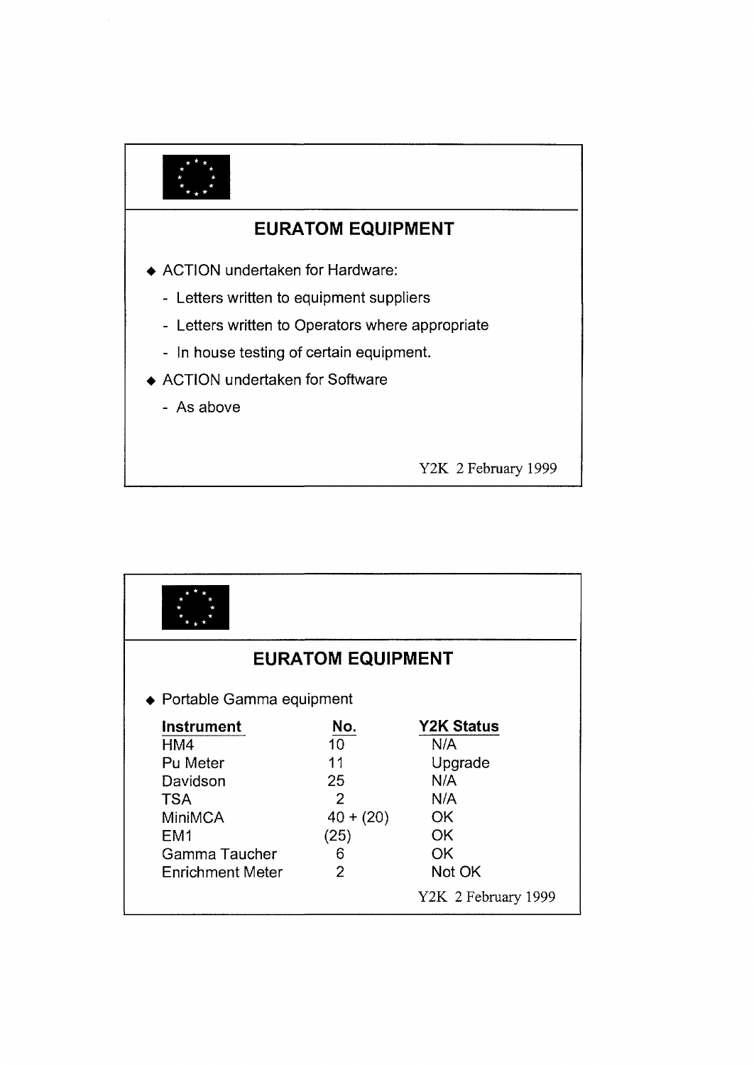## EURATOM EQUIPMENT

- ACTION undertaken for Hardware:
  - Letters written to equipment suppliers
  - Letters written to Operators where appropriate
  - In house testing of certain equipment.
- ACTION undertaken for Software
  - As above

Y2K 2 February 1999

## EURATOM EQUIPMENT

- Portable Gamma equipment

| Instrument | No. | Y2K Status |
|---|---|---|
| HM4 | 10 | N/A |
| Pu Meter | 11 | Upgrade |
| Davidson | 25 | N/A |
| TSA | 2 | N/A |
| MiniMCA | 40 + (20) | OK |
| EM1 | (25) | OK |
| Gamma Taucher | 6 | OK |
| Enrichment Meter | 2 | Not OK |

Y2K 2 February 1999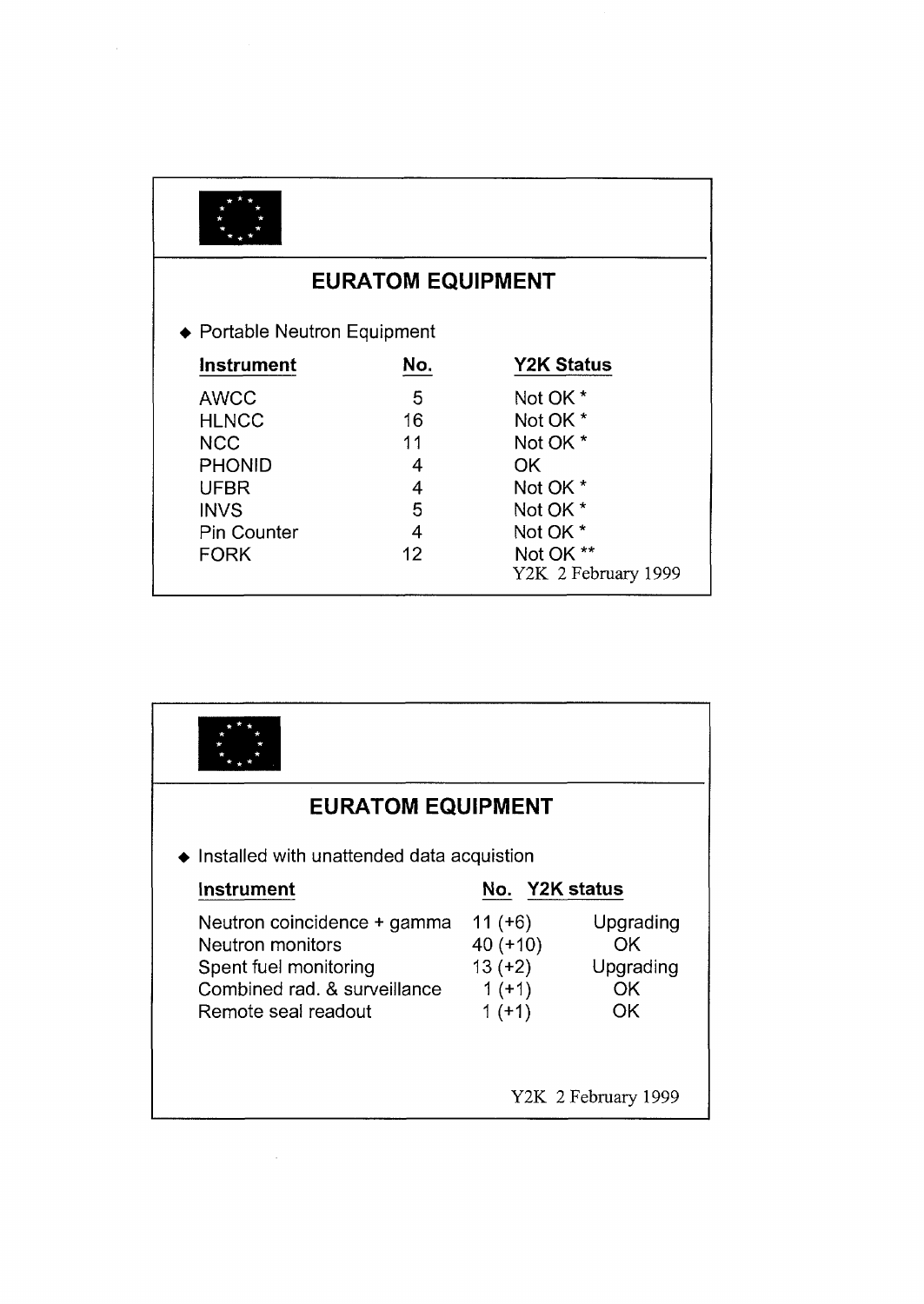## EURATOM EQUIPMENT

- Portable Neutron Equipment

| Instrument | No. | Y2K Status |
|---|---|---|
| AWCC | 5 | Not OK * |
| HLNCC | 16 | Not OK * |
| NCC | 11 | Not OK * |
| PHONID | 4 | OK |
| UFBR | 4 | Not OK * |
| INVS | 5 | Not OK * |
| Pin Counter | 4 | Not OK * |
| FORK | 12 | Not OK ** |

Y2K 2 February 1999

## EURATOM EQUIPMENT

- Installed with unattended data acquistion

| Instrument | No. | Y2K status |
|---|---|---|
| Neutron coincidence + gamma | 11 (+6) | Upgrading |
| Neutron monitors | 40 (+10) | OK |
| Spent fuel monitoring | 13 (+2) | Upgrading |
| Combined rad. & surveillance | 1 (+1) | OK |
| Remote seal readout | 1 (+1) | OK |

Y2K 2 February 1999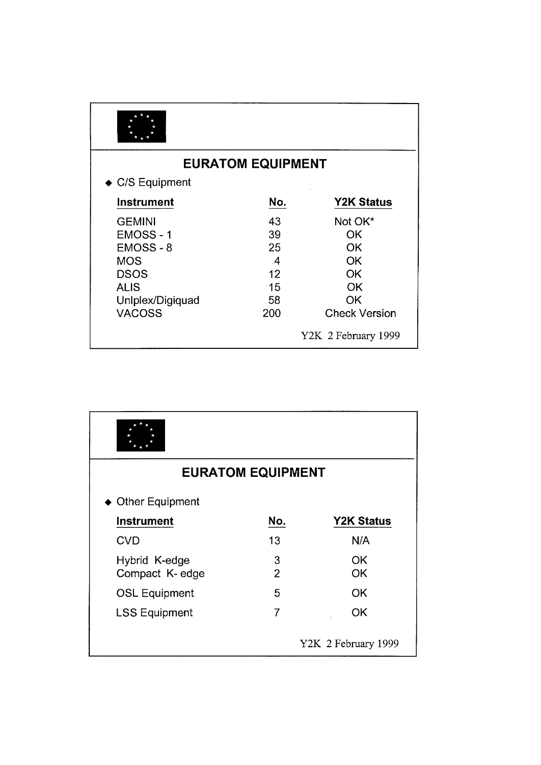## EURATOM EQUIPMENT

- C/S Equipment

| Instrument | No. | Y2K Status |
|---|---|---|
| GEMINI | 43 | Not OK* |
| EMOSS - 1 | 39 | OK |
| EMOSS - 8 | 25 | OK |
| MOS | 4 | OK |
| DSOS | 12 | OK |
| ALIS | 15 | OK |
| Unlplex/Digiquad | 58 | OK |
| VACOSS | 200 | Check Version |

Y2K 2 February 1999

## EURATOM EQUIPMENT

- Other Equipment

| Instrument | No. | Y2K Status |
|---|---|---|
| CVD | 13 | N/A |
| Hybrid K-edge | 3 | OK |
| Compact K- edge | 2 | OK |
| OSL Equipment | 5 | OK |
| LSS Equipment | 7 | OK |

Y2K 2 February 1999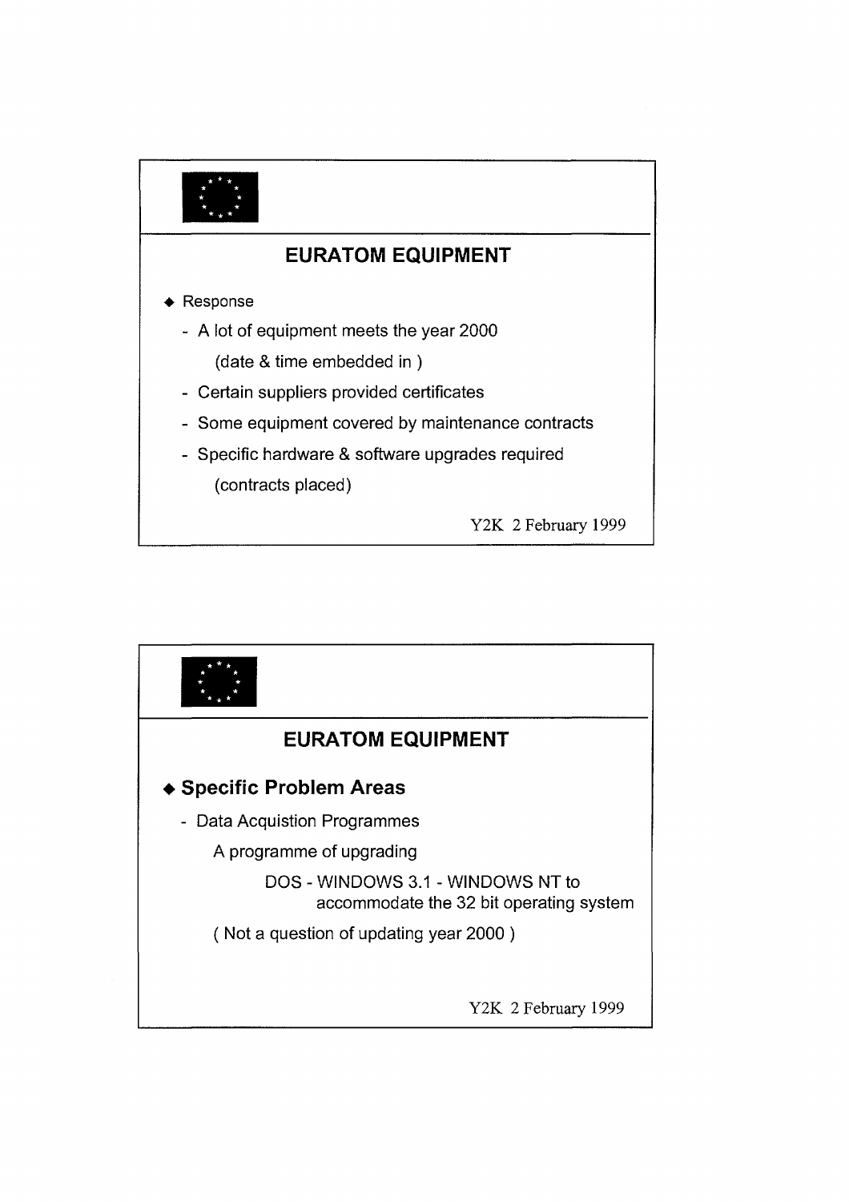## EURATOM EQUIPMENT

- Response
  - A lot of equipment meets the year 2000
    (date & time embedded in )
  - Certain suppliers provided certificates
  - Some equipment covered by maintenance contracts
  - Specific hardware & software upgrades required
    (contracts placed)

Y2K 2 February 1999

## EURATOM EQUIPMENT

- **Specific Problem Areas**
  - Data Acquistion Programmes

    A programme of upgrading

    DOS - WINDOWS 3.1 - WINDOWS NT to accommodate the 32 bit operating system

    ( Not a question of updating year 2000 )

Y2K 2 February 1999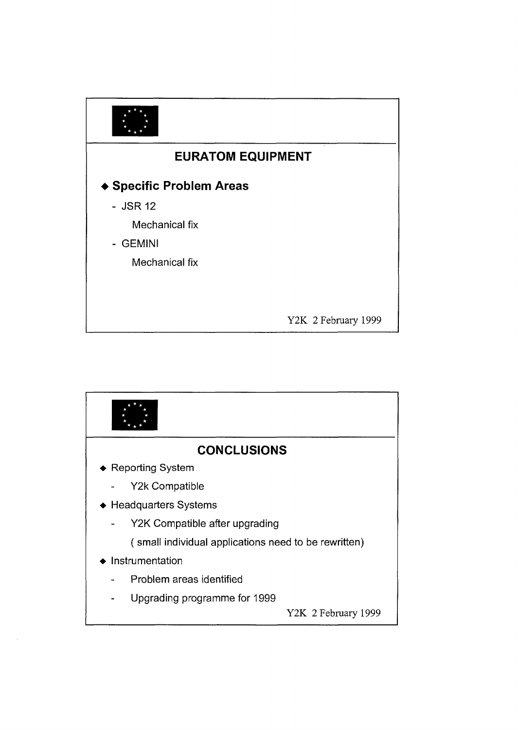## EURATOM EQUIPMENT

- **Specific Problem Areas**
  - JSR 12

    Mechanical fix
  - GEMINI

    Mechanical fix

Y2K 2 February 1999

## CONCLUSIONS

- Reporting System
  - Y2k Compatible
- Headquarters Systems
  - Y2K Compatible after upgrading

    ( small individual applications need to be rewritten)
- Instrumentation
  - Problem areas identified
  - Upgrading programme for 1999

Y2K 2 February 1999